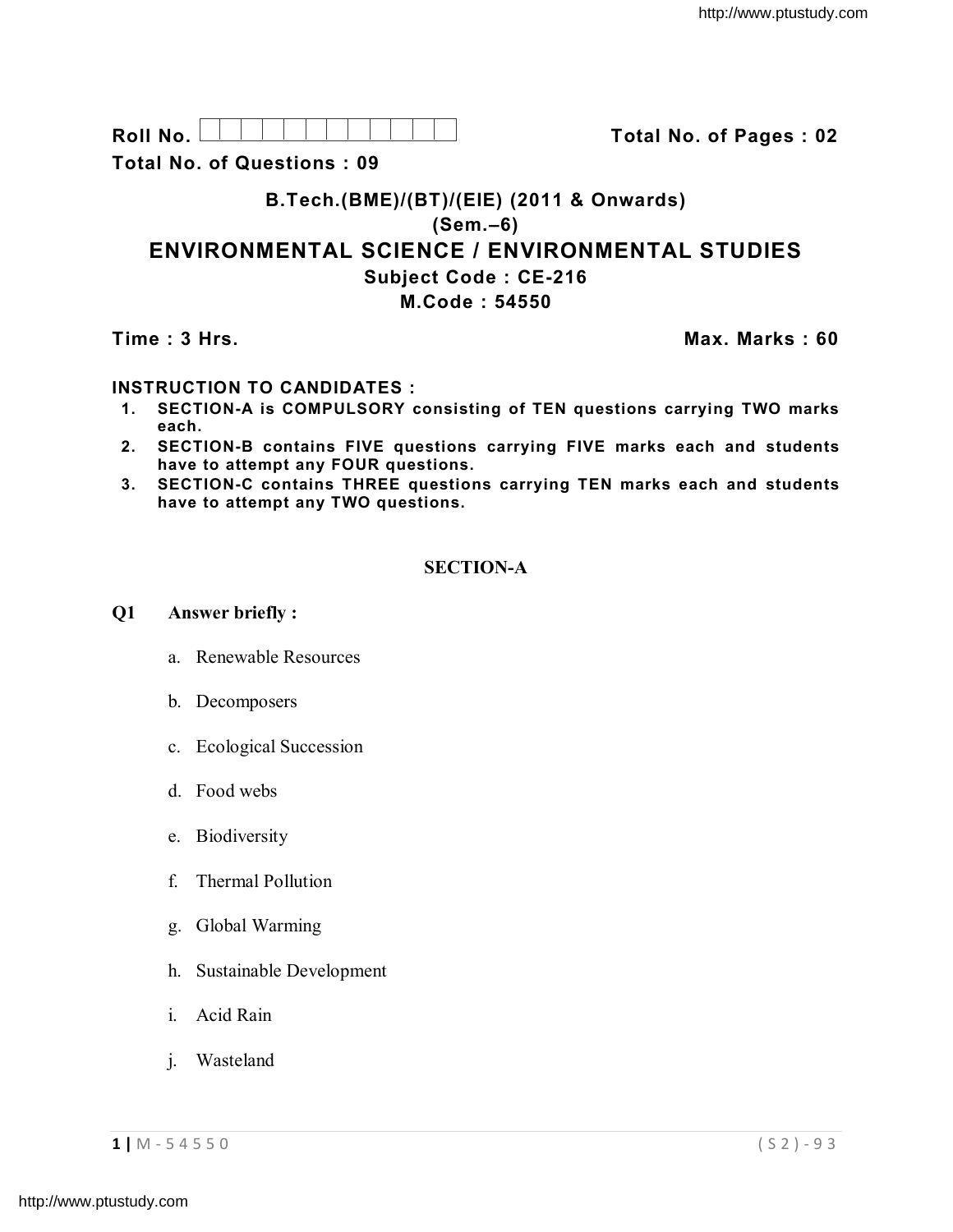Roll No. | | | | | | | | | | | | |          **Total No. of Pages : 02**

**Total No. of Questions : 09**

## B.Tech.(BME)/(BT)/(EIE) (2011 & Onwards)

## (Sem.–6)

# ENVIRONMENTAL SCIENCE / ENVIRONMENTAL STUDIES

## Subject Code : CE-216

## M.Code : 54550

**Time : 3 Hrs.**          **Max. Marks : 60**

**INSTRUCTION TO CANDIDATES :**

1. **SECTION-A is COMPULSORY consisting of TEN questions carrying TWO marks each.**
2. **SECTION-B contains FIVE questions carrying FIVE marks each and students have to attempt any FOUR questions.**
3. **SECTION-C contains THREE questions carrying TEN marks each and students have to attempt any TWO questions.**

## SECTION-A

**Q1 Answer briefly :**

a. Renewable Resources

b. Decomposers

c. Ecological Succession

d. Food webs

e. Biodiversity

f. Thermal Pollution

g. Global Warming

h. Sustainable Development

i. Acid Rain

j. Wasteland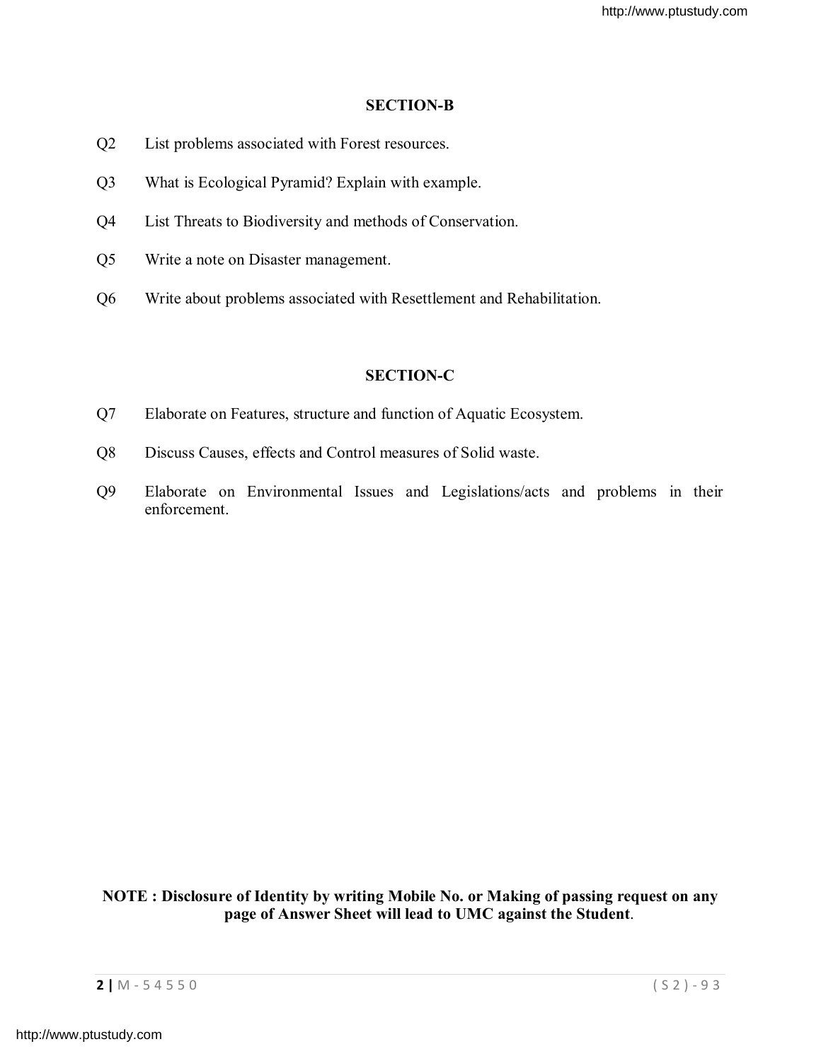## SECTION-B

Q2 List problems associated with Forest resources.

Q3 What is Ecological Pyramid? Explain with example.

Q4 List Threats to Biodiversity and methods of Conservation.

Q5 Write a note on Disaster management.

Q6 Write about problems associated with Resettlement and Rehabilitation.

## SECTION-C

Q7 Elaborate on Features, structure and function of Aquatic Ecosystem.

Q8 Discuss Causes, effects and Control measures of Solid waste.

Q9 Elaborate on Environmental Issues and Legislations/acts and problems in their enforcement.

**NOTE : Disclosure of Identity by writing Mobile No. or Making of passing request on any page of Answer Sheet will lead to UMC against the Student**.